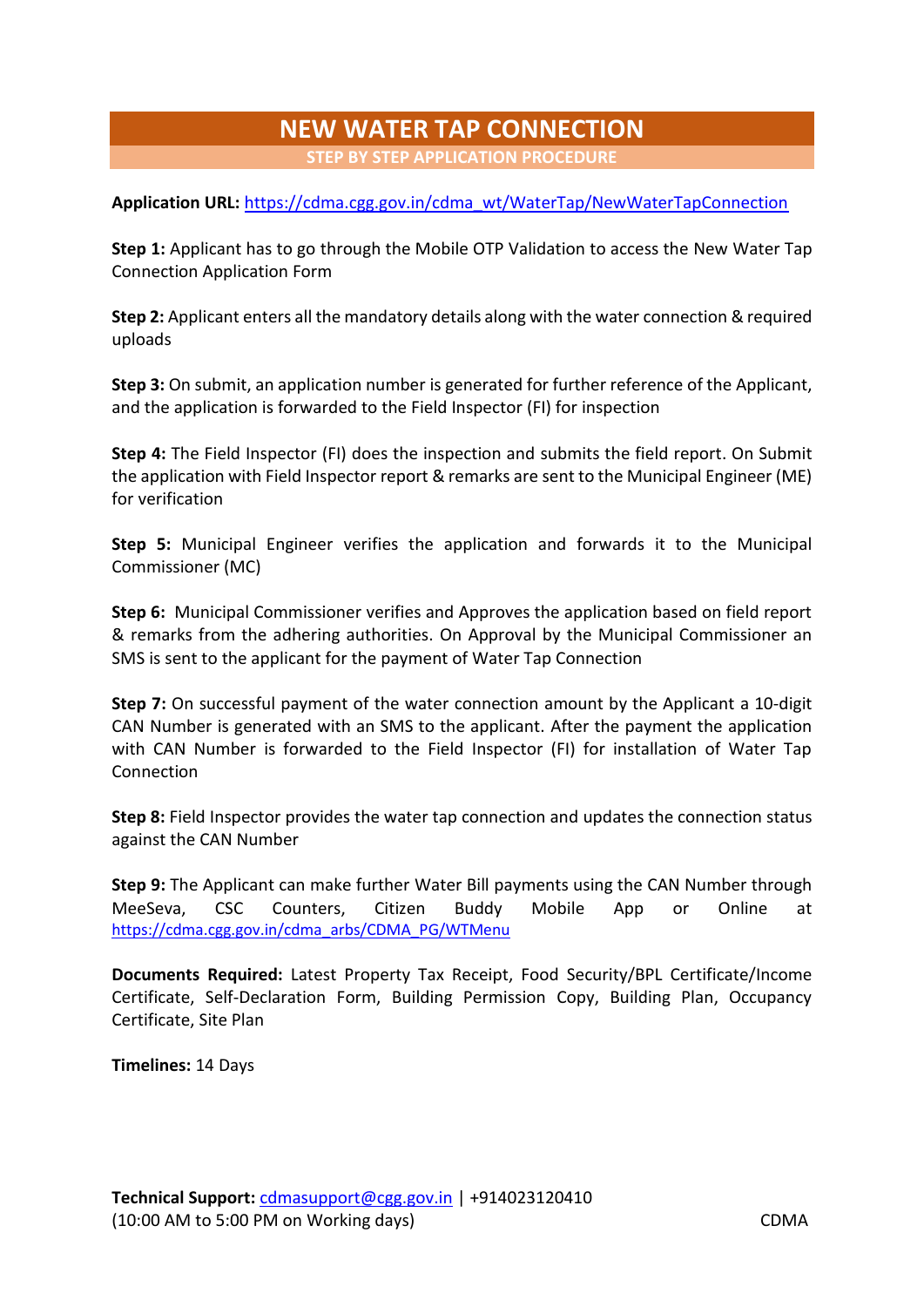# NEW WATER TAP CONNECTION

## STEP BY STEP APPLICATION PROCEDURE

**Application URL:** https://cdma.cgg.gov.in/cdma_wt/WaterTap/NewWaterTapConnection

**Step 1:** Applicant has to go through the Mobile OTP Validation to access the New Water Tap Connection Application Form

**Step 2:** Applicant enters all the mandatory details along with the water connection & required uploads

**Step 3:** On submit, an application number is generated for further reference of the Applicant, and the application is forwarded to the Field Inspector (FI) for inspection

**Step 4:** The Field Inspector (FI) does the inspection and submits the field report. On Submit the application with Field Inspector report & remarks are sent to the Municipal Engineer (ME) for verification

**Step 5:** Municipal Engineer verifies the application and forwards it to the Municipal Commissioner (MC)

**Step 6:** Municipal Commissioner verifies and Approves the application based on field report & remarks from the adhering authorities. On Approval by the Municipal Commissioner an SMS is sent to the applicant for the payment of Water Tap Connection

**Step 7:** On successful payment of the water connection amount by the Applicant a 10-digit CAN Number is generated with an SMS to the applicant. After the payment the application with CAN Number is forwarded to the Field Inspector (FI) for installation of Water Tap Connection

**Step 8:** Field Inspector provides the water tap connection and updates the connection status against the CAN Number

**Step 9:** The Applicant can make further Water Bill payments using the CAN Number through MeeSeva, CSC Counters, Citizen Buddy Mobile App or Online at https://cdma.cgg.gov.in/cdma_arbs/CDMA_PG/WTMenu

**Documents Required:** Latest Property Tax Receipt, Food Security/BPL Certificate/Income Certificate, Self-Declaration Form, Building Permission Copy, Building Plan, Occupancy Certificate, Site Plan

**Timelines:** 14 Days

**Technical Support:** cdmasupport@cgg.gov.in | +914023120410
(10:00 AM to 5:00 PM on Working days)

CDMA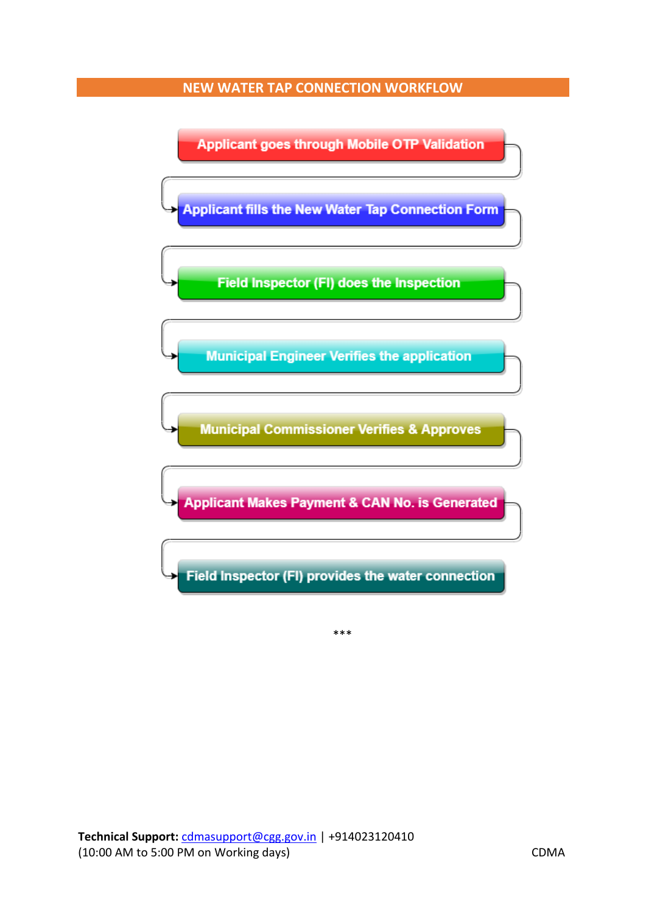## NEW WATER TAP CONNECTION WORKFLOW

Applicant goes through Mobile OTP Validation

Applicant fills the New Water Tap Connection Form

Field Inspector (FI) does the Inspection

Municipal Engineer Verifies the application

Municipal Commissioner Verifies & Approves

Applicant Makes Payment & CAN No. is Generated

Field Inspector (FI) provides the water connection

***

**Technical Support:** cdmasupport@cgg.gov.in | +914023120410
(10:00 AM to 5:00 PM on Working days)